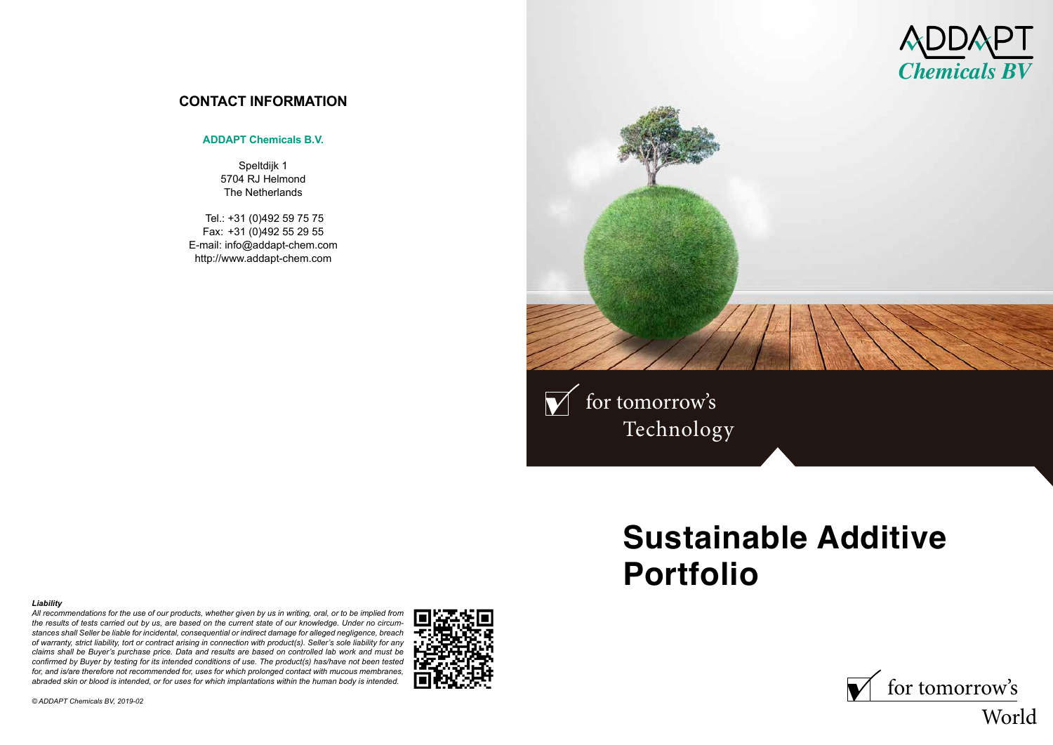## CONTACT INFORMATION

**ADDAPT Chemicals B.V.**

Speltdijk 1
5704 RJ Helmond
The Netherlands

Tel.: +31 (0)492 59 75 75
Fax: +31 (0)492 55 29 55
E-mail: info@addapt-chem.com
http://www.addapt-chem.com

***Liability***

*All recommendations for the use of our products, whether given by us in writing, oral, or to be implied from the results of tests carried out by us, are based on the current state of our knowledge. Under no circumstances shall Seller be liable for incidental, consequential or indirect damage for alleged negligence, breach of warranty, strict liability, tort or contract arising in connection with product(s). Seller's sole liability for any claims shall be Buyer's purchase price. Data and results are based on controlled lab work and must be confirmed by Buyer by testing for its intended conditions of use. The product(s) has/have not been tested for, and is/are therefore not recommended for, uses for which prolonged contact with mucous membranes, abraded skin or blood is intended, or for uses for which implantations within the human body is intended.*

*© ADDAPT Chemicals BV, 2019-02*

ADDAPT
*Chemicals BV*

for tomorrow's Technology

# Sustainable Additive Portfolio

for tomorrow's World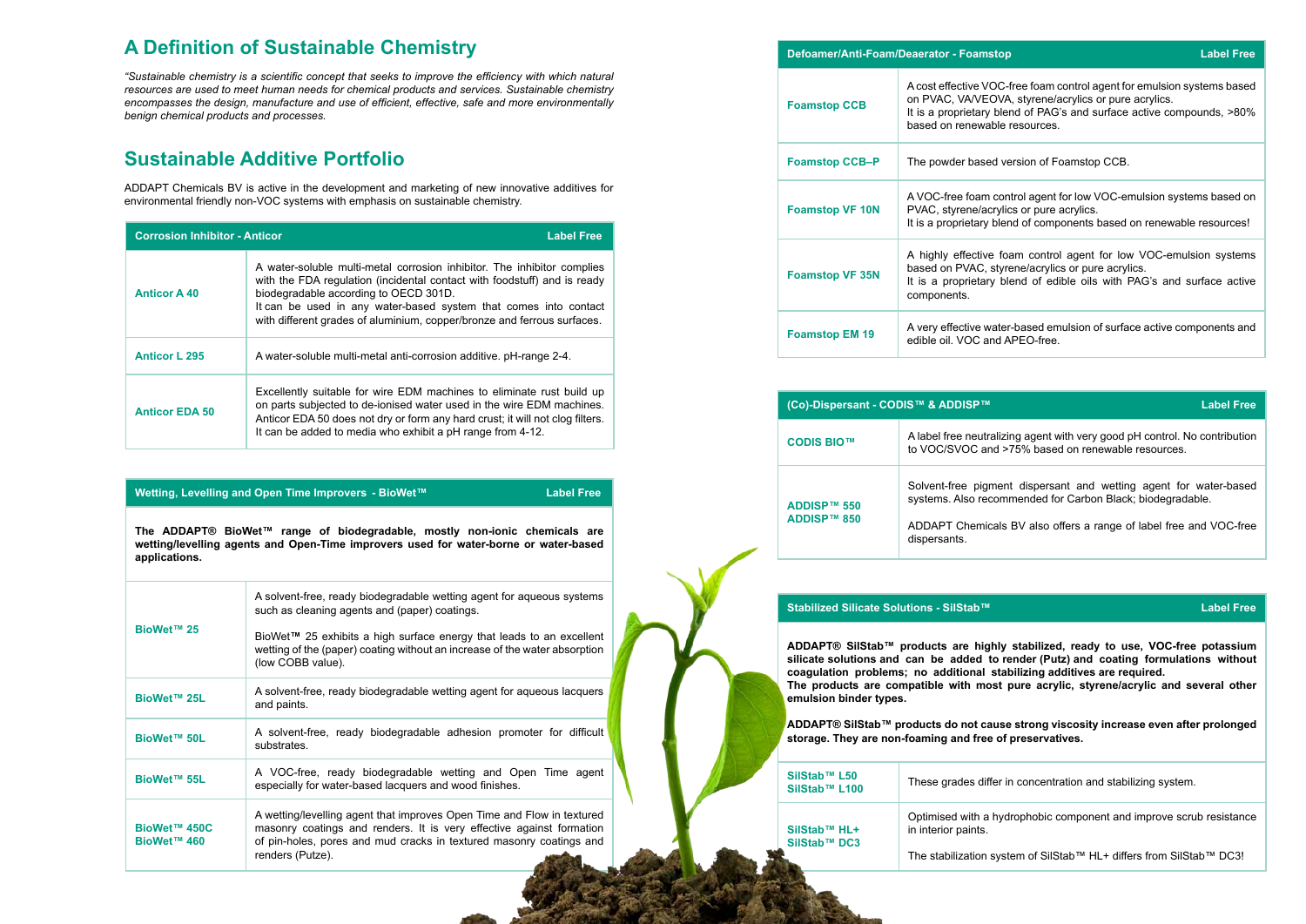# A Definition of Sustainable Chemistry

*"Sustainable chemistry is a scientific concept that seeks to improve the efficiency with which natural resources are used to meet human needs for chemical products and services. Sustainable chemistry encompasses the design, manufacture and use of efficient, effective, safe and more environmentally benign chemical products and processes.*

# Sustainable Additive Portfolio

ADDAPT Chemicals BV is active in the development and marketing of new innovative additives for environmental friendly non-VOC systems with emphasis on sustainable chemistry.

| Corrosion Inhibitor - Anticor | Label Free |
|---|---|
| Anticor A 40 | A water-soluble multi-metal corrosion inhibitor. The inhibitor complies with the FDA regulation (incidental contact with foodstuff) and is ready biodegradable according to OECD 301D.<br>It can be used in any water-based system that comes into contact with different grades of aluminium, copper/bronze and ferrous surfaces. |
| Anticor L 295 | A water-soluble multi-metal anti-corrosion additive. pH-range 2-4. |
| Anticor EDA 50 | Excellently suitable for wire EDM machines to eliminate rust build up on parts subjected to de-ionised water used in the wire EDM machines. Anticor EDA 50 does not dry or form any hard crust; it will not clog filters. It can be added to media who exhibit a pH range from 4-12. |

| Wetting, Levelling and Open Time Improvers - BioWet™ | Label Free |
|---|---|
| **The ADDAPT® BioWet™ range of biodegradable, mostly non-ionic chemicals are wetting/levelling agents and Open-Time improvers used for water-borne or water-based applications.** | |
| BioWet™ 25 | A solvent-free, ready biodegradable wetting agent for aqueous systems such as cleaning agents and (paper) coatings.<br><br>BioWet™ 25 exhibits a high surface energy that leads to an excellent wetting of the (paper) coating without an increase of the water absorption (low COBB value). |
| BioWet™ 25L | A solvent-free, ready biodegradable wetting agent for aqueous lacquers and paints. |
| BioWet™ 50L | A solvent-free, ready biodegradable adhesion promoter for difficult substrates. |
| BioWet™ 55L | A VOC-free, ready biodegradable wetting and Open Time agent especially for water-based lacquers and wood finishes. |
| BioWet™ 450C<br>BioWet™ 460 | A wetting/levelling agent that improves Open Time and Flow in textured masonry coatings and renders. It is very effective against formation of pin-holes, pores and mud cracks in textured masonry coatings and renders (Putze). |

| Defoamer/Anti-Foam/Deaerator - Foamstop | Label Free |
|---|---|
| Foamstop CCB | A cost effective VOC-free foam control agent for emulsion systems based on PVAC, VA/VEOVA, styrene/acrylics or pure acrylics.<br>It is a proprietary blend of PAG's and surface active compounds, >80% based on renewable resources. |
| Foamstop CCB–P | The powder based version of Foamstop CCB. |
| Foamstop VF 10N | A VOC-free foam control agent for low VOC-emulsion systems based on PVAC, styrene/acrylics or pure acrylics.<br>It is a proprietary blend of components based on renewable resources! |
| Foamstop VF 35N | A highly effective foam control agent for low VOC-emulsion systems based on PVAC, styrene/acrylics or pure acrylics.<br>It is a proprietary blend of edible oils with PAG's and surface active components. |
| Foamstop EM 19 | A very effective water-based emulsion of surface active components and edible oil. VOC and APEO-free. |

| (Co)-Dispersant - CODIS™ & ADDISP™ | Label Free |
|---|---|
| CODIS BIO™ | A label free neutralizing agent with very good pH control. No contribution to VOC/SVOC and >75% based on renewable resources. |
| ADDISP™ 550<br>ADDISP™ 850 | Solvent-free pigment dispersant and wetting agent for water-based systems. Also recommended for Carbon Black; biodegradable.<br><br>ADDAPT Chemicals BV also offers a range of label free and VOC-free dispersants. |

| Stabilized Silicate Solutions - SilStab™ | Label Free |
|---|---|
| **ADDAPT® SilStab™ products are highly stabilized, ready to use, VOC-free potassium silicate solutions and can be added to render (Putz) and coating formulations without coagulation problems; no additional stabilizing additives are required.<br>The products are compatible with most pure acrylic, styrene/acrylic and several other emulsion binder types.<br><br>ADDAPT® SilStab™ products do not cause strong viscosity increase even after prolonged storage. They are non-foaming and free of preservatives.** | |
| SilStab™ L50<br>SilStab™ L100 | These grades differ in concentration and stabilizing system. |
| SilStab™ HL+<br>SilStab™ DC3 | Optimised with a hydrophobic component and improve scrub resistance in interior paints.<br><br>The stabilization system of SilStab™ HL+ differs from SilStab™ DC3! |